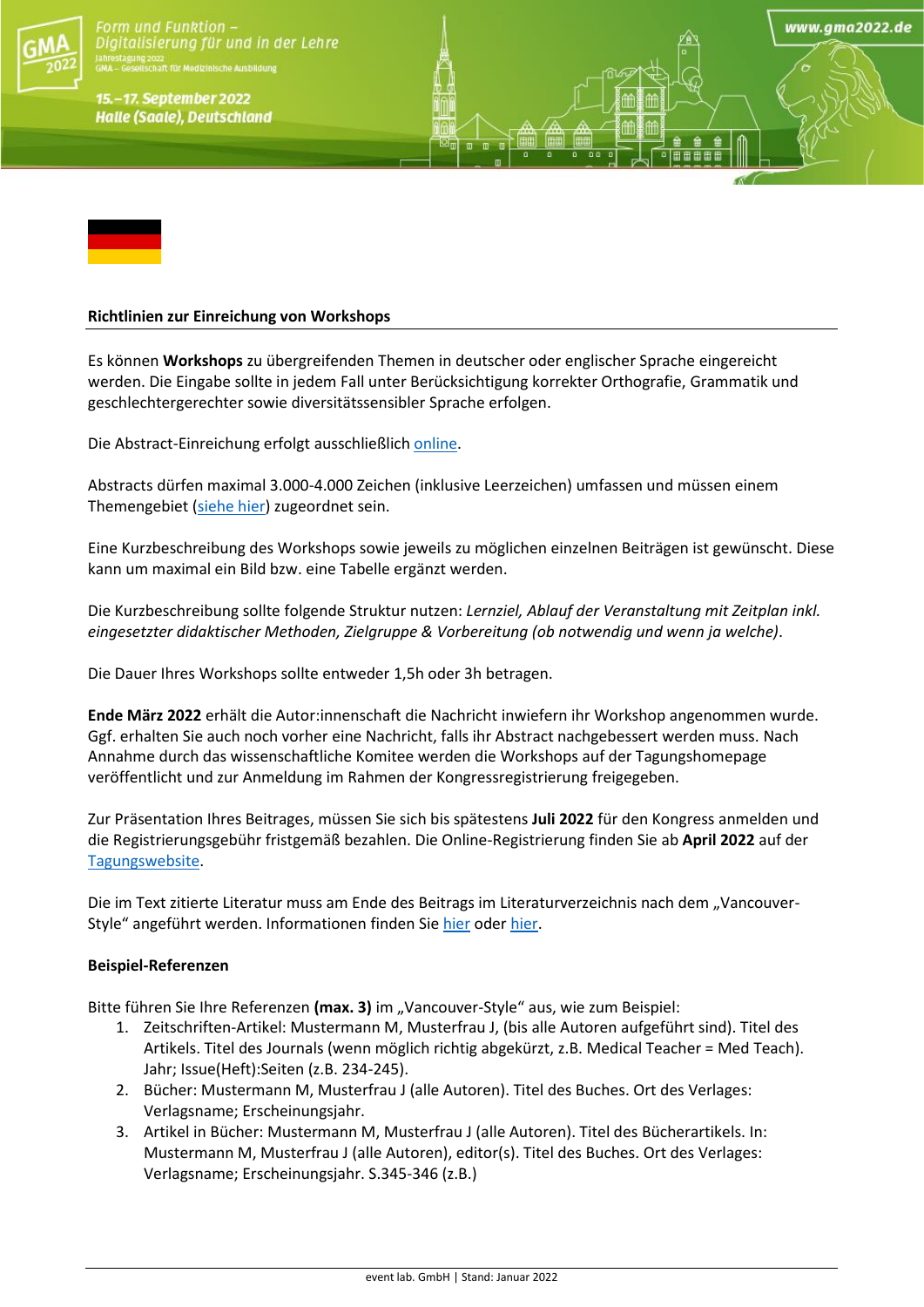## Richtlinien zur Einreichung von Workshops

Es können **Workshops** zu übergreifenden Themen in deutscher oder englischer Sprache eingereicht werden. Die Eingabe sollte in jedem Fall unter Berücksichtigung korrekter Orthografie, Grammatik und geschlechtergerechter sowie diversitätssensibler Sprache erfolgen.

Die Abstract-Einreichung erfolgt ausschließlich online.

Abstracts dürfen maximal 3.000-4.000 Zeichen (inklusive Leerzeichen) umfassen und müssen einem Themengebiet (siehe hier) zugeordnet sein.

Eine Kurzbeschreibung des Workshops sowie jeweils zu möglichen einzelnen Beiträgen ist gewünscht. Diese kann um maximal ein Bild bzw. eine Tabelle ergänzt werden.

Die Kurzbeschreibung sollte folgende Struktur nutzen: *Lernziel, Ablauf der Veranstaltung mit Zeitplan inkl. eingesetzter didaktischer Methoden, Zielgruppe & Vorbereitung (ob notwendig und wenn ja welche)*.

Die Dauer Ihres Workshops sollte entweder 1,5h oder 3h betragen.

**Ende März 2022** erhält die Autor:innenschaft die Nachricht inwiefern ihr Workshop angenommen wurde. Ggf. erhalten Sie auch noch vorher eine Nachricht, falls ihr Abstract nachgebessert werden muss. Nach Annahme durch das wissenschaftliche Komitee werden die Workshops auf der Tagungshomepage veröffentlicht und zur Anmeldung im Rahmen der Kongressregistrierung freigegeben.

Zur Präsentation Ihres Beitrages, müssen Sie sich bis spätestens **Juli 2022** für den Kongress anmelden und die Registrierungsgebühr fristgemäß bezahlen. Die Online-Registrierung finden Sie ab **April 2022** auf der Tagungswebsite.

Die im Text zitierte Literatur muss am Ende des Beitrags im Literaturverzeichnis nach dem „Vancouver-Style" angeführt werden. Informationen finden Sie hier oder hier.

### Beispiel-Referenzen

Bitte führen Sie Ihre Referenzen **(max. 3)** im „Vancouver-Style" aus, wie zum Beispiel:

1. Zeitschriften-Artikel: Mustermann M, Musterfrau J, (bis alle Autoren aufgeführt sind). Titel des Artikels. Titel des Journals (wenn möglich richtig abgekürzt, z.B. Medical Teacher = Med Teach). Jahr; Issue(Heft):Seiten (z.B. 234-245).
2. Bücher: Mustermann M, Musterfrau J (alle Autoren). Titel des Buches. Ort des Verlages: Verlagsname; Erscheinungsjahr.
3. Artikel in Bücher: Mustermann M, Musterfrau J (alle Autoren). Titel des Bücherartikels. In: Mustermann M, Musterfrau J (alle Autoren), editor(s). Titel des Buches. Ort des Verlages: Verlagsname; Erscheinungsjahr. S.345-346 (z.B.)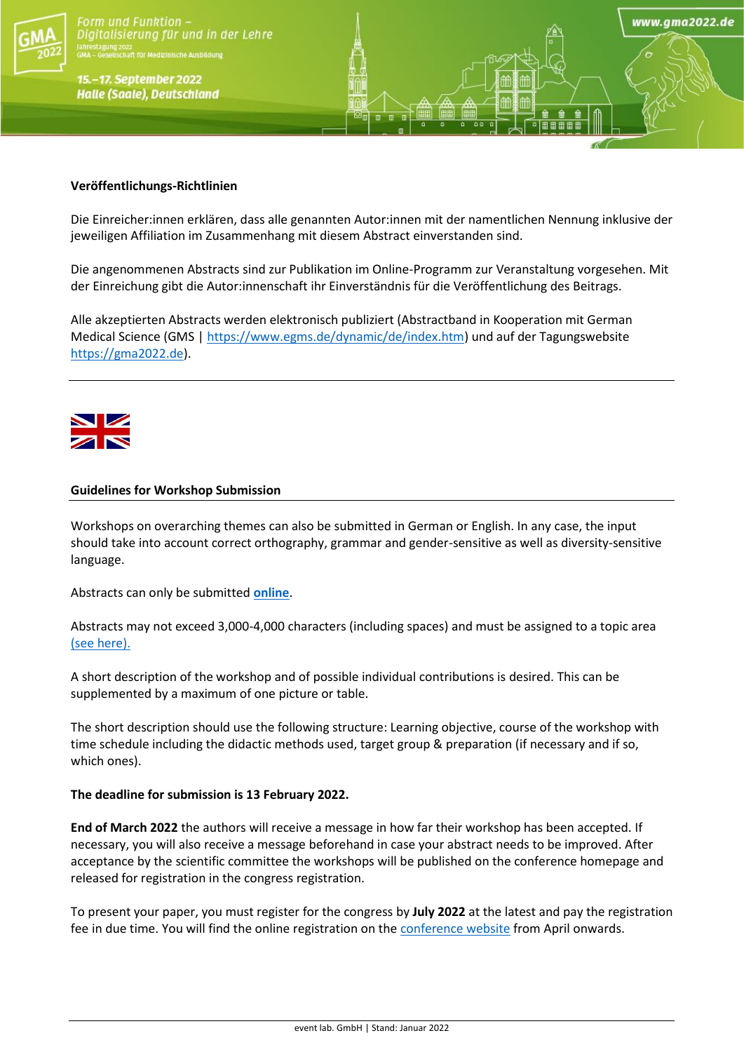**Veröffentlichungs-Richtlinien**

Die Einreicher:innen erklären, dass alle genannten Autor:innen mit der namentlichen Nennung inklusive der jeweiligen Affiliation im Zusammenhang mit diesem Abstract einverstanden sind.

Die angenommenen Abstracts sind zur Publikation im Online-Programm zur Veranstaltung vorgesehen. Mit der Einreichung gibt die Autor:innenschaft ihr Einverständnis für die Veröffentlichung des Beitrags.

Alle akzeptierten Abstracts werden elektronisch publiziert (Abstractband in Kooperation mit German Medical Science (GMS | https://www.egms.de/dynamic/de/index.htm) und auf der Tagungswebsite https://gma2022.de).

---

**Guidelines for Workshop Submission**

Workshops on overarching themes can also be submitted in German or English. In any case, the input should take into account correct orthography, grammar and gender-sensitive as well as diversity-sensitive language.

Abstracts can only be submitted **online**.

Abstracts may not exceed 3,000-4,000 characters (including spaces) and must be assigned to a topic area (see here).

A short description of the workshop and of possible individual contributions is desired. This can be supplemented by a maximum of one picture or table.

The short description should use the following structure: Learning objective, course of the workshop with time schedule including the didactic methods used, target group & preparation (if necessary and if so, which ones).

**The deadline for submission is 13 February 2022.**

**End of March 2022** the authors will receive a message in how far their workshop has been accepted. If necessary, you will also receive a message beforehand in case your abstract needs to be improved. After acceptance by the scientific committee the workshops will be published on the conference homepage and released for registration in the congress registration.

To present your paper, you must register for the congress by **July 2022** at the latest and pay the registration fee in due time. You will find the online registration on the conference website from April onwards.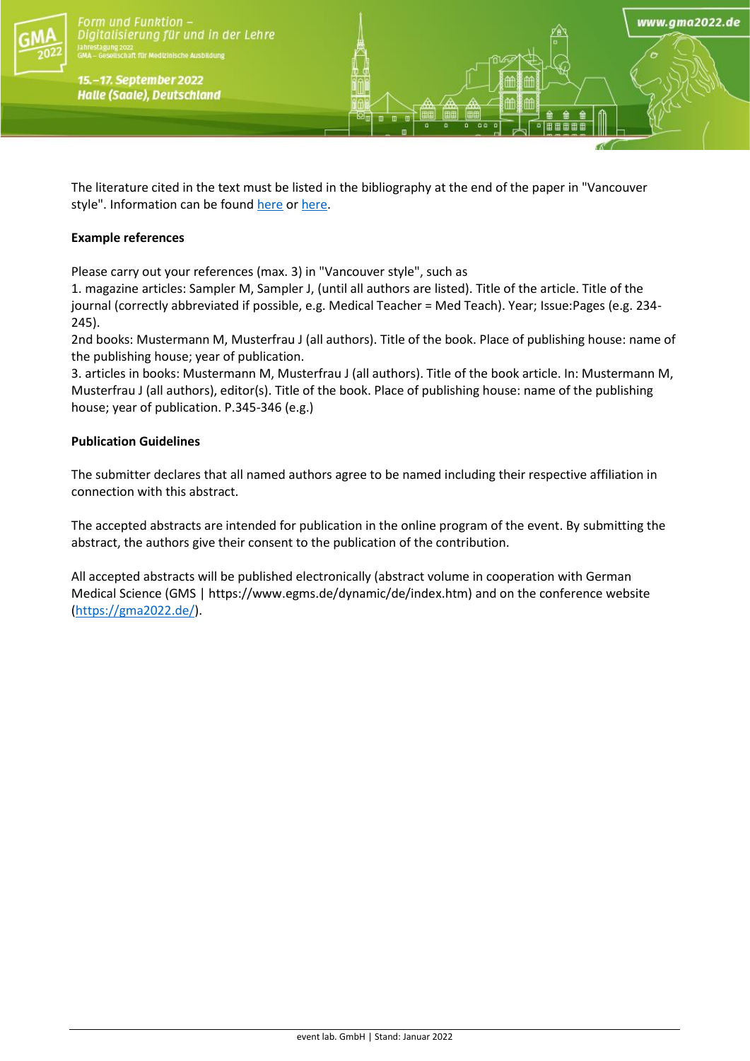The literature cited in the text must be listed in the bibliography at the end of the paper in "Vancouver style". Information can be found here or here.

**Example references**

Please carry out your references (max. 3) in "Vancouver style", such as
1. magazine articles: Sampler M, Sampler J, (until all authors are listed). Title of the article. Title of the journal (correctly abbreviated if possible, e.g. Medical Teacher = Med Teach). Year; Issue:Pages (e.g. 234-245).
2nd books: Mustermann M, Musterfrau J (all authors). Title of the book. Place of publishing house: name of the publishing house; year of publication.
3. articles in books: Mustermann M, Musterfrau J (all authors). Title of the book article. In: Mustermann M, Musterfrau J (all authors), editor(s). Title of the book. Place of publishing house: name of the publishing house; year of publication. P.345-346 (e.g.)

**Publication Guidelines**

The submitter declares that all named authors agree to be named including their respective affiliation in connection with this abstract.

The accepted abstracts are intended for publication in the online program of the event. By submitting the abstract, the authors give their consent to the publication of the contribution.

All accepted abstracts will be published electronically (abstract volume in cooperation with German Medical Science (GMS | https://www.egms.de/dynamic/de/index.htm) and on the conference website (https://gma2022.de/).